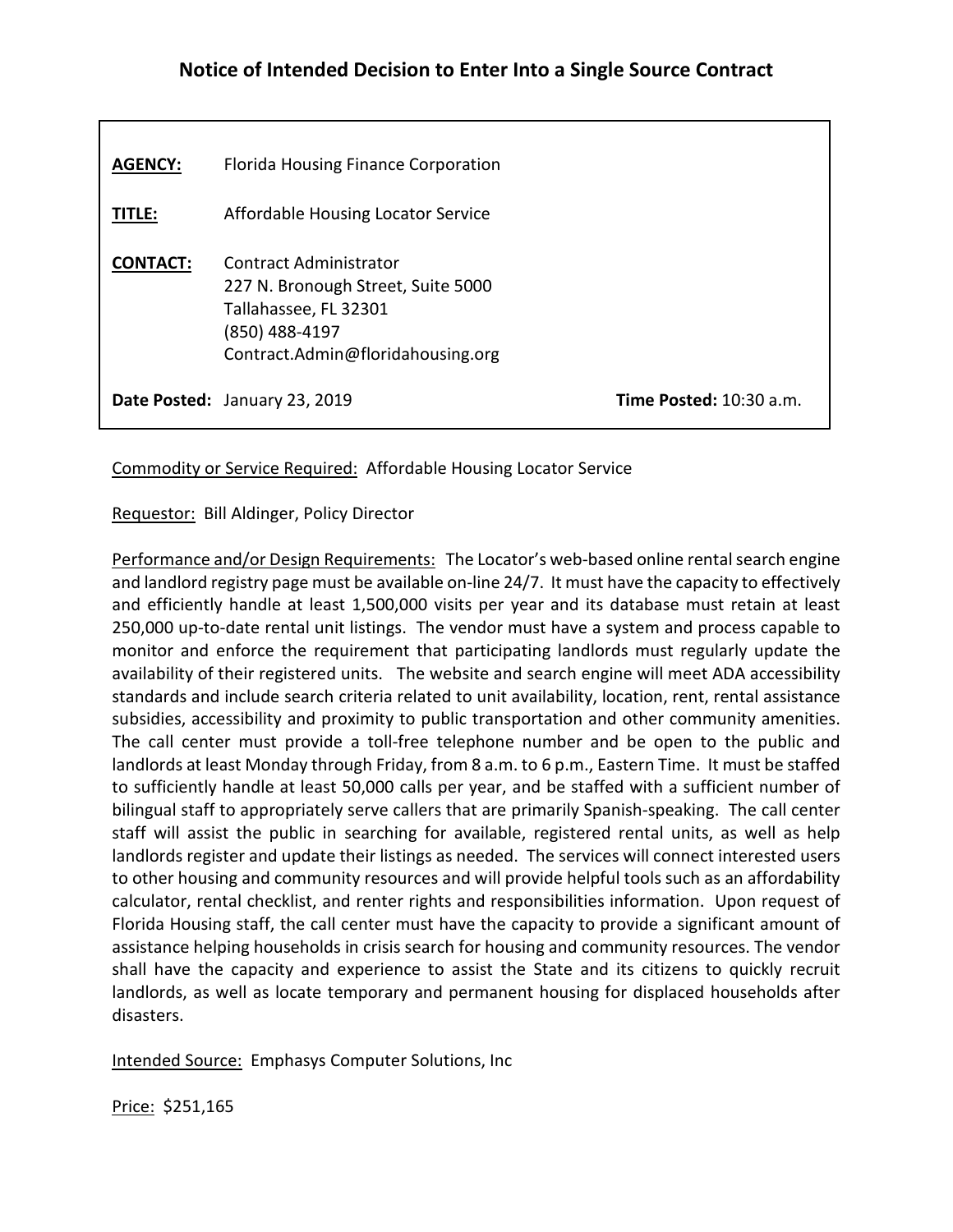# Notice of Intended Decision to Enter Into a Single Source Contract

**AGENCY:** Florida Housing Finance Corporation

**TITLE:** Affordable Housing Locator Service

**CONTACT:** Contract Administrator
227 N. Bronough Street, Suite 5000
Tallahassee, FL 32301
(850) 488-4197
Contract.Admin@floridahousing.org

**Date Posted:** January 23, 2019 **Time Posted:** 10:30 a.m.

Commodity or Service Required: Affordable Housing Locator Service

Requestor: Bill Aldinger, Policy Director

Performance and/or Design Requirements: The Locator's web-based online rental search engine and landlord registry page must be available on-line 24/7. It must have the capacity to effectively and efficiently handle at least 1,500,000 visits per year and its database must retain at least 250,000 up-to-date rental unit listings. The vendor must have a system and process capable to monitor and enforce the requirement that participating landlords must regularly update the availability of their registered units. The website and search engine will meet ADA accessibility standards and include search criteria related to unit availability, location, rent, rental assistance subsidies, accessibility and proximity to public transportation and other community amenities. The call center must provide a toll-free telephone number and be open to the public and landlords at least Monday through Friday, from 8 a.m. to 6 p.m., Eastern Time. It must be staffed to sufficiently handle at least 50,000 calls per year, and be staffed with a sufficient number of bilingual staff to appropriately serve callers that are primarily Spanish-speaking. The call center staff will assist the public in searching for available, registered rental units, as well as help landlords register and update their listings as needed. The services will connect interested users to other housing and community resources and will provide helpful tools such as an affordability calculator, rental checklist, and renter rights and responsibilities information. Upon request of Florida Housing staff, the call center must have the capacity to provide a significant amount of assistance helping households in crisis search for housing and community resources. The vendor shall have the capacity and experience to assist the State and its citizens to quickly recruit landlords, as well as locate temporary and permanent housing for displaced households after disasters.

Intended Source: Emphasys Computer Solutions, Inc

Price: $251,165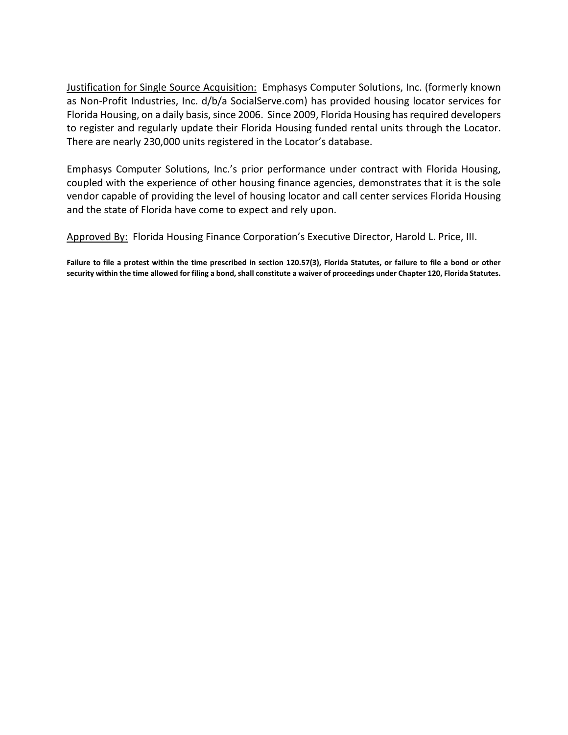<u>Justification for Single Source Acquisition:</u> Emphasys Computer Solutions, Inc. (formerly known as Non-Profit Industries, Inc. d/b/a SocialServe.com) has provided housing locator services for Florida Housing, on a daily basis, since 2006. Since 2009, Florida Housing has required developers to register and regularly update their Florida Housing funded rental units through the Locator. There are nearly 230,000 units registered in the Locator's database.

Emphasys Computer Solutions, Inc.'s prior performance under contract with Florida Housing, coupled with the experience of other housing finance agencies, demonstrates that it is the sole vendor capable of providing the level of housing locator and call center services Florida Housing and the state of Florida have come to expect and rely upon.

<u>Approved By:</u> Florida Housing Finance Corporation's Executive Director, Harold L. Price, III.

**Failure to file a protest within the time prescribed in section 120.57(3), Florida Statutes, or failure to file a bond or other security within the time allowed for filing a bond, shall constitute a waiver of proceedings under Chapter 120, Florida Statutes.**